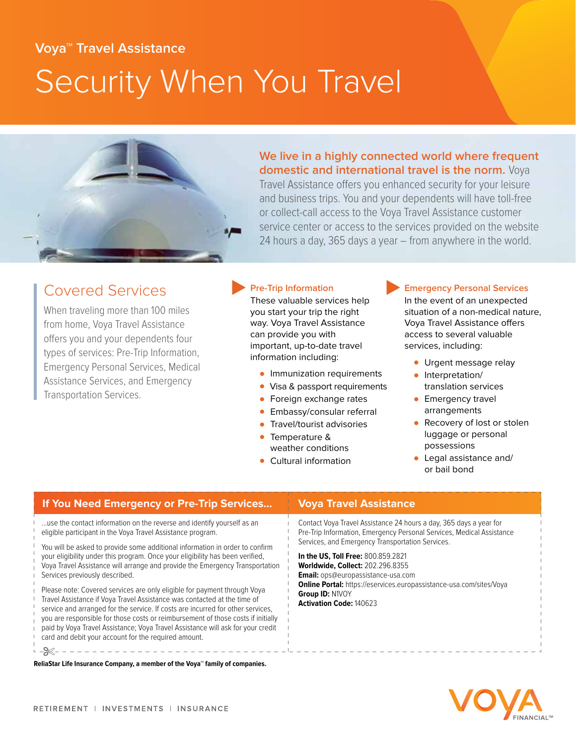Voya™ Travel Assistance

# Security When You Travel

**We live in a highly connected world where frequent domestic and international travel is the norm.** Voya Travel Assistance offers you enhanced security for your leisure and business trips. You and your dependents will have toll-free or collect-call access to the Voya Travel Assistance customer service center or access to the services provided on the website 24 hours a day, 365 days a year – from anywhere in the world.

## Covered Services

When traveling more than 100 miles from home, Voya Travel Assistance offers you and your dependents four types of services: Pre-Trip Information, Emergency Personal Services, Medical Assistance Services, and Emergency Transportation Services.

### Pre-Trip Information

These valuable services help you start your trip the right way. Voya Travel Assistance can provide you with important, up-to-date travel information including:

- Immunization requirements
- Visa & passport requirements
- Foreign exchange rates
- Embassy/consular referral
- Travel/tourist advisories
- Temperature & weather conditions
- Cultural information

### Emergency Personal Services

In the event of an unexpected situation of a non-medical nature, Voya Travel Assistance offers access to several valuable services, including:

- Urgent message relay
- Interpretation/ translation services
- Emergency travel arrangements
- Recovery of lost or stolen luggage or personal possessions
- Legal assistance and/ or bail bond

### If You Need Emergency or Pre-Trip Services...

...use the contact information on the reverse and identify yourself as an eligible participant in the Voya Travel Assistance program.

You will be asked to provide some additional information in order to confirm your eligibility under this program. Once your eligibility has been verified, Voya Travel Assistance will arrange and provide the Emergency Transportation Services previously described.

Please note: Covered services are only eligible for payment through Voya Travel Assistance if Voya Travel Assistance was contacted at the time of service and arranged for the service. If costs are incurred for other services, you are responsible for those costs or reimbursement of those costs if initially paid by Voya Travel Assistance; Voya Travel Assistance will ask for your credit card and debit your account for the required amount.

### Voya Travel Assistance

Contact Voya Travel Assistance 24 hours a day, 365 days a year for Pre-Trip Information, Emergency Personal Services, Medical Assistance Services, and Emergency Transportation Services.

**In the US, Toll Free:** 800.859.2821
**Worldwide, Collect:** 202.296.8355
**Email:** ops@europassistance-usa.com
**Online Portal:** https://eservices.europassistance-usa.com/sites/Voya
**Group ID:** N1VOY
**Activation Code:** 140623

**ReliaStar Life Insurance Company, a member of the Voya™ family of companies.**

RETIREMENT | INVESTMENTS | INSURANCE

VOYA FINANCIAL™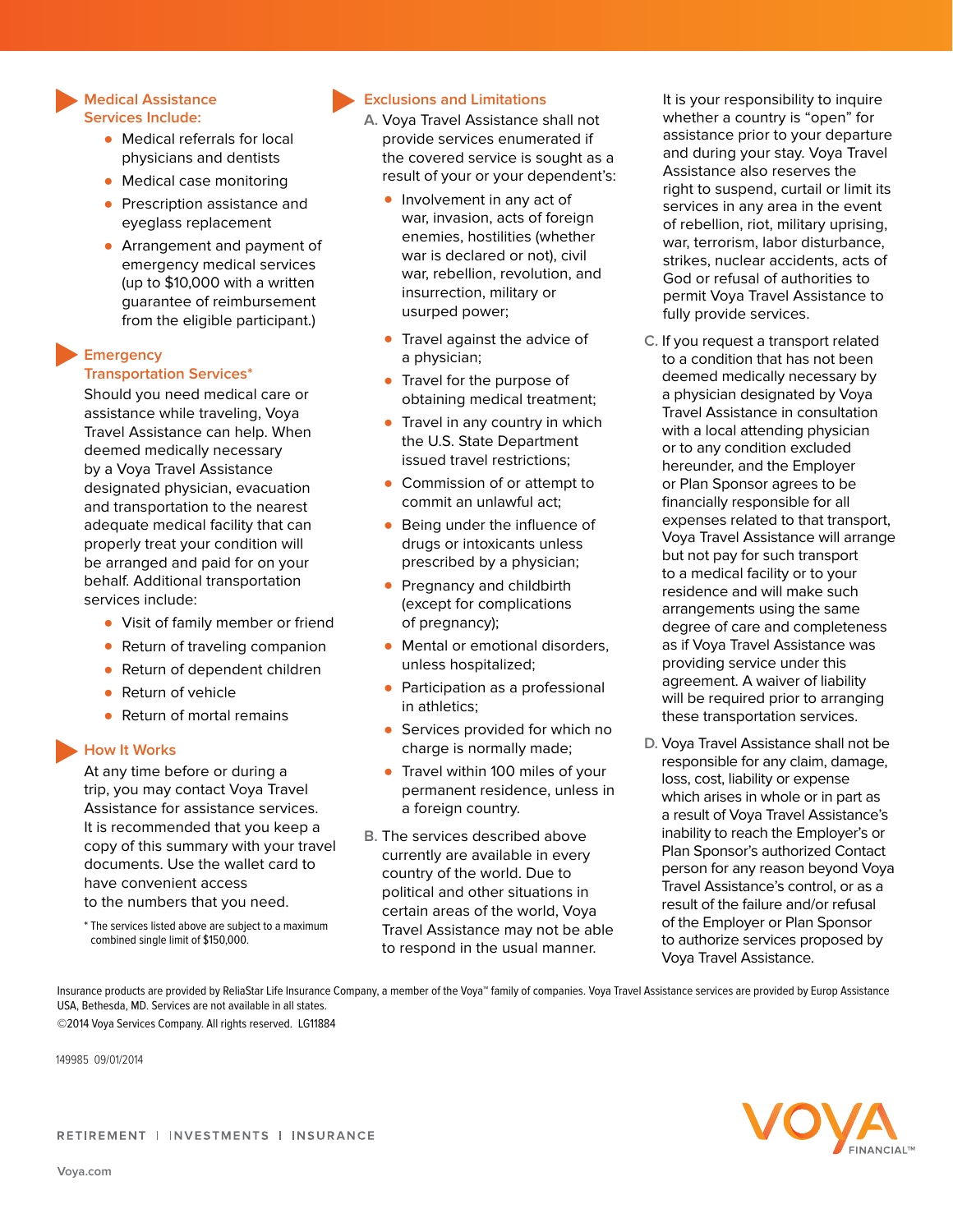## Medical Assistance Services Include:

- Medical referrals for local physicians and dentists
- Medical case monitoring
- Prescription assistance and eyeglass replacement
- Arrangement and payment of emergency medical services (up to $10,000 with a written guarantee of reimbursement from the eligible participant.)

## Emergency Transportation Services*

Should you need medical care or assistance while traveling, Voya Travel Assistance can help. When deemed medically necessary by a Voya Travel Assistance designated physician, evacuation and transportation to the nearest adequate medical facility that can properly treat your condition will be arranged and paid for on your behalf. Additional transportation services include:

- Visit of family member or friend
- Return of traveling companion
- Return of dependent children
- Return of vehicle
- Return of mortal remains

## How It Works

At any time before or during a trip, you may contact Voya Travel Assistance for assistance services. It is recommended that you keep a copy of this summary with your travel documents. Use the wallet card to have convenient access to the numbers that you need.

* The services listed above are subject to a maximum combined single limit of $150,000.

## Exclusions and Limitations

A. Voya Travel Assistance shall not provide services enumerated if the covered service is sought as a result of your or your dependent's:

- Involvement in any act of war, invasion, acts of foreign enemies, hostilities (whether war is declared or not), civil war, rebellion, revolution, and insurrection, military or usurped power;
- Travel against the advice of a physician;
- Travel for the purpose of obtaining medical treatment;
- Travel in any country in which the U.S. State Department issued travel restrictions;
- Commission of or attempt to commit an unlawful act;
- Being under the influence of drugs or intoxicants unless prescribed by a physician;
- Pregnancy and childbirth (except for complications of pregnancy);
- Mental or emotional disorders, unless hospitalized;
- Participation as a professional in athletics;
- Services provided for which no charge is normally made;
- Travel within 100 miles of your permanent residence, unless in a foreign country.

B. The services described above currently are available in every country of the world. Due to political and other situations in certain areas of the world, Voya Travel Assistance may not be able to respond in the usual manner. It is your responsibility to inquire whether a country is "open" for assistance prior to your departure and during your stay. Voya Travel Assistance also reserves the right to suspend, curtail or limit its services in any area in the event of rebellion, riot, military uprising, war, terrorism, labor disturbance, strikes, nuclear accidents, acts of God or refusal of authorities to permit Voya Travel Assistance to fully provide services.

C. If you request a transport related to a condition that has not been deemed medically necessary by a physician designated by Voya Travel Assistance in consultation with a local attending physician or to any condition excluded hereunder, and the Employer or Plan Sponsor agrees to be financially responsible for all expenses related to that transport, Voya Travel Assistance will arrange but not pay for such transport to a medical facility or to your residence and will make such arrangements using the same degree of care and completeness as if Voya Travel Assistance was providing service under this agreement. A waiver of liability will be required prior to arranging these transportation services.

D. Voya Travel Assistance shall not be responsible for any claim, damage, loss, cost, liability or expense which arises in whole or in part as a result of Voya Travel Assistance's inability to reach the Employer's or Plan Sponsor's authorized Contact person for any reason beyond Voya Travel Assistance's control, or as a result of the failure and/or refusal of the Employer or Plan Sponsor to authorize services proposed by Voya Travel Assistance.

Insurance products are provided by ReliaStar Life Insurance Company, a member of the Voya™ family of companies. Voya Travel Assistance services are provided by Europ Assistance USA, Bethesda, MD. Services are not available in all states.

©2014 Voya Services Company. All rights reserved. LG11884

149985 09/01/2014

RETIREMENT | INVESTMENTS | INSURANCE

Voya.com

VOYA FINANCIAL™